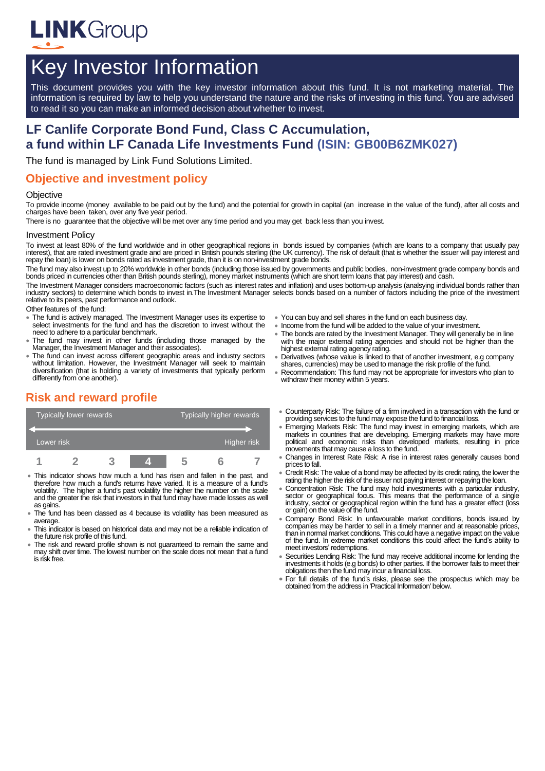# Key Investor Information

This document provides you with the key investor information about this fund. It is not marketing material. The information is required by law to help you understand the nature and the risks of investing in this fund. You are advised to read it so you can make an informed decision about whether to invest.

## LF Canlife Corporate Bond Fund, Class C Accumulation, a fund within LF Canada Life Investments Fund (ISIN: GB00B6ZMK027)

The fund is managed by Link Fund Solutions Limited.

## Objective and investment policy

### Objective

To provide income (money available to be paid out by the fund) and the potential for growth in capital (an increase in the value of the fund), after all costs and charges have been taken, over any five year period.

There is no guarantee that the objective will be met over any time period and you may get back less than you invest.

### Investment Policy

To invest at least 80% of the fund worldwide and in other geographical regions in bonds issued by companies (which are loans to a company that usually pay interest), that are rated investment grade and are priced in British pounds sterling (the UK currency). The risk of default (that is whether the issuer will pay interest and repay the loan) is lower on bonds rated as investment grade, than it is on non-investment grade bonds.

The fund may also invest up to 20% worldwide in other bonds (including those issued by governments and public bodies, non-investment grade company bonds and bonds priced in currencies other than British pounds sterling), money market instruments (which are short term loans that pay interest) and cash.

The Investment Manager considers macroeconomic factors (such as interest rates and inflation) and uses bottom-up analysis (analsying individual bonds rather than industry sectors) to determine which bonds to invest in.The Investment Manager selects bonds based on a number of factors including the price of the investment relative to its peers, past performance and outlook.

Other features of the fund:

- The fund is actively managed. The Investment Manager uses its expertise to select investments for the fund and has the discretion to invest without the need to adhere to a particular benchmark.
- The fund may invest in other funds (including those managed by the Manager, the Investment Manager and their associates).
- The fund can invest across different geographic areas and industry sectors without limitation. However, the Investment Manager will seek to maintain diversification (that is holding a variety of investments that typically perform differently from one another).
- You can buy and sell shares in the fund on each business day.
- Income from the fund will be added to the value of your investment.
- The bonds are rated by the Investment Manager. They will generally be in line with the major external rating agencies and should not be higher than the highest external rating agency rating.
- Derivatives (whose value is linked to that of another investment, e.g company shares, currencies) may be used to manage the risk profile of the fund.
- Recommendation: This fund may not be appropriate for investors who plan to withdraw their money within 5 years.

## Risk and reward profile

| Typically lower rewards | | | | | | Typically higher rewards |
|---|---|---|---|---|---|---|
| Lower risk | | | | | | Higher risk |
| 1 | 2 | 3 | **4** | 5 | 6 | 7 |

- This indicator shows how much a fund has risen and fallen in the past, and therefore how much a fund's returns have varied. It is a measure of a fund's volatility. The higher a fund's past volatility the higher the number on the scale and the greater the risk that investors in that fund may have made losses as well as gains.
- The fund has been classed as 4 because its volatility has been measured as average.
- This indicator is based on historical data and may not be a reliable indication of the future risk profile of this fund.
- The risk and reward profile shown is not guaranteed to remain the same and may shift over time. The lowest number on the scale does not mean that a fund is risk free.
- Counterparty Risk: The failure of a firm involved in a transaction with the fund or providing services to the fund may expose the fund to financial loss.
- Emerging Markets Risk: The fund may invest in emerging markets, which are markets in countries that are developing. Emerging markets may have more political and economic risks than developed markets, resulting in price movements that may cause a loss to the fund.
- Changes in Interest Rate Risk: A rise in interest rates generally causes bond prices to fall.
- Credit Risk: The value of a bond may be affected by its credit rating, the lower the rating the higher the risk of the issuer not paying interest or repaying the loan.
- Concentration Risk: The fund may hold investments with a particular industry, sector or geographical focus. This means that the performance of a single industry, sector or geographical region within the fund has a greater effect (loss or gain) on the value of the fund.
- Company Bond Risk: In unfavourable market conditions, bonds issued by companies may be harder to sell in a timely manner and at reasonable prices, than in normal market conditions. This could have a negative impact on the value of the fund. In extreme market conditions this could affect the fund's ability to meet investors' redemptions.
- Securities Lending Risk: The fund may receive additional income for lending the investments it holds (e.g bonds) to other parties. If the borrower fails to meet their obligations then the fund may incur a financial loss.
- For full details of the fund's risks, please see the prospectus which may be obtained from the address in 'Practical Information' below.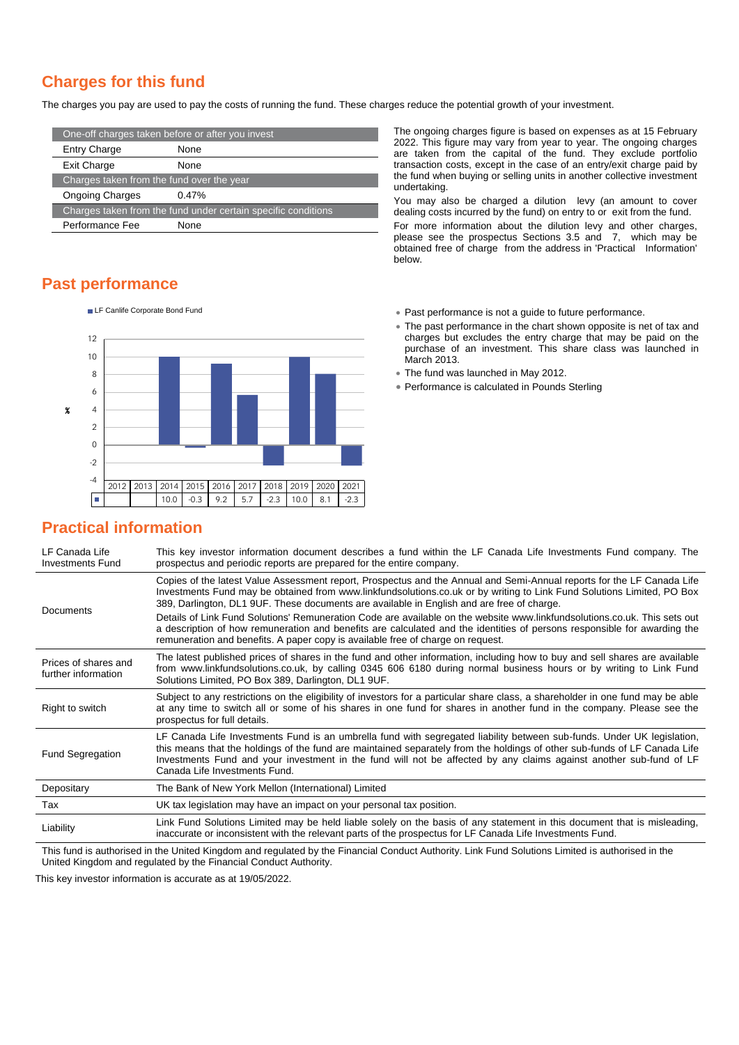## Charges for this fund

The charges you pay are used to pay the costs of running the fund. These charges reduce the potential growth of your investment.

| | |
|---|---|
| **One-off charges taken before or after you invest** | |
| Entry Charge | None |
| Exit Charge | None |
| **Charges taken from the fund over the year** | |
| Ongoing Charges | 0.47% |
| **Charges taken from the fund under certain specific conditions** | |
| Performance Fee | None |

The ongoing charges figure is based on expenses as at 15 February 2022. This figure may vary from year to year. The ongoing charges are taken from the capital of the fund. They exclude portfolio transaction costs, except in the case of an entry/exit charge paid by the fund when buying or selling units in another collective investment undertaking.

You may also be charged a dilution levy (an amount to cover dealing costs incurred by the fund) on entry to or exit from the fund.

For more information about the dilution levy and other charges, please see the prospectus Sections 3.5 and 7, which may be obtained free of charge from the address in 'Practical Information' below.

## Past performance

LF Canlife Corporate Bond Fund

%

12
10
8
6
4
2
0
-2
-4

2012 2013 2014 2015 2016 2017 2018 2019 2020 2021

10.0 -0.3 9.2 5.7 -2.3 10.0 8.1 -2.3

- Past performance is not a guide to future performance.
- The past performance in the chart shown opposite is net of tax and charges but excludes the entry charge that may be paid on the purchase of an investment. This share class was launched in March 2013.
- The fund was launched in May 2012.
- Performance is calculated in Pounds Sterling

## Practical information

| | |
|---|---|
| LF Canada Life Investments Fund | This key investor information document describes a fund within the LF Canada Life Investments Fund company. The prospectus and periodic reports are prepared for the entire company. |
| Documents | Copies of the latest Value Assessment report, Prospectus and the Annual and Semi-Annual reports for the LF Canada Life Investments Fund may be obtained from www.linkfundsolutions.co.uk or by writing to Link Fund Solutions Limited, PO Box 389, Darlington, DL1 9UF. These documents are available in English and are free of charge.<br>Details of Link Fund Solutions' Remuneration Code are available on the website www.linkfundsolutions.co.uk. This sets out a description of how remuneration and benefits are calculated and the identities of persons responsible for awarding the remuneration and benefits. A paper copy is available free of charge on request. |
| Prices of shares and further information | The latest published prices of shares in the fund and other information, including how to buy and sell shares are available from www.linkfundsolutions.co.uk, by calling 0345 606 6180 during normal business hours or by writing to Link Fund Solutions Limited, PO Box 389, Darlington, DL1 9UF. |
| Right to switch | Subject to any restrictions on the eligibility of investors for a particular share class, a shareholder in one fund may be able at any time to switch all or some of his shares in one fund for shares in another fund in the company. Please see the prospectus for full details. |
| Fund Segregation | LF Canada Life Investments Fund is an umbrella fund with segregated liability between sub-funds. Under UK legislation, this means that the holdings of the fund are maintained separately from the holdings of other sub-funds of LF Canada Life Investments Fund and your investment in the fund will not be affected by any claims against another sub-fund of LF Canada Life Investments Fund. |
| Depositary | The Bank of New York Mellon (International) Limited |
| Tax | UK tax legislation may have an impact on your personal tax position. |
| Liability | Link Fund Solutions Limited may be held liable solely on the basis of any statement in this document that is misleading, inaccurate or inconsistent with the relevant parts of the prospectus for LF Canada Life Investments Fund. |

This fund is authorised in the United Kingdom and regulated by the Financial Conduct Authority. Link Fund Solutions Limited is authorised in the United Kingdom and regulated by the Financial Conduct Authority.

This key investor information is accurate as at 19/05/2022.